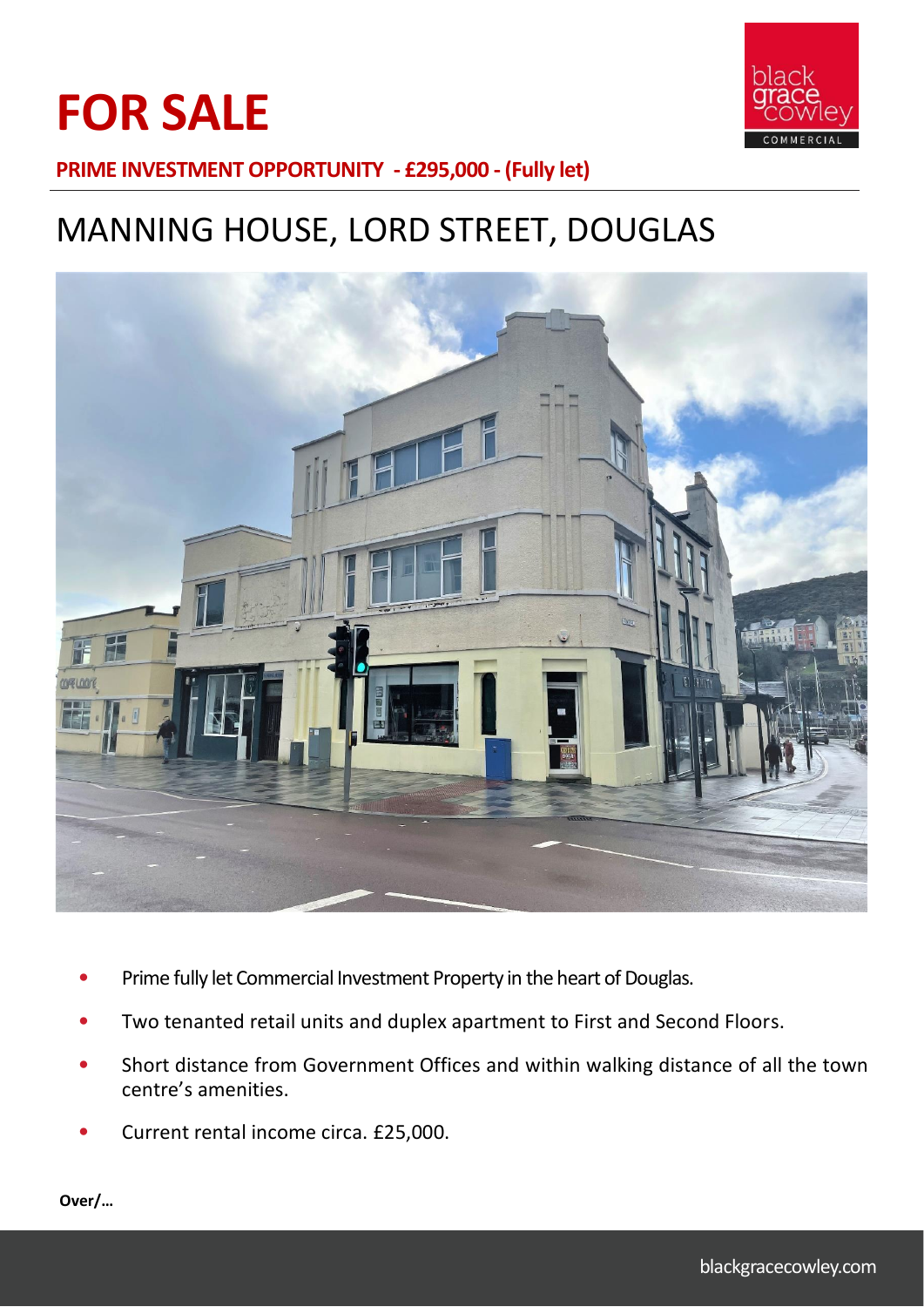# FOR SALE

**PRIME INVESTMENT OPPORTUNITY - £295,000 - (Fully let)**

## MANNING HOUSE, LORD STREET, DOUGLAS

- Prime fully let Commercial Investment Property in the heart of Douglas.
- Two tenanted retail units and duplex apartment to First and Second Floors.
- Short distance from Government Offices and within walking distance of all the town centre's amenities.
- Current rental income circa. £25,000.

**Over/…**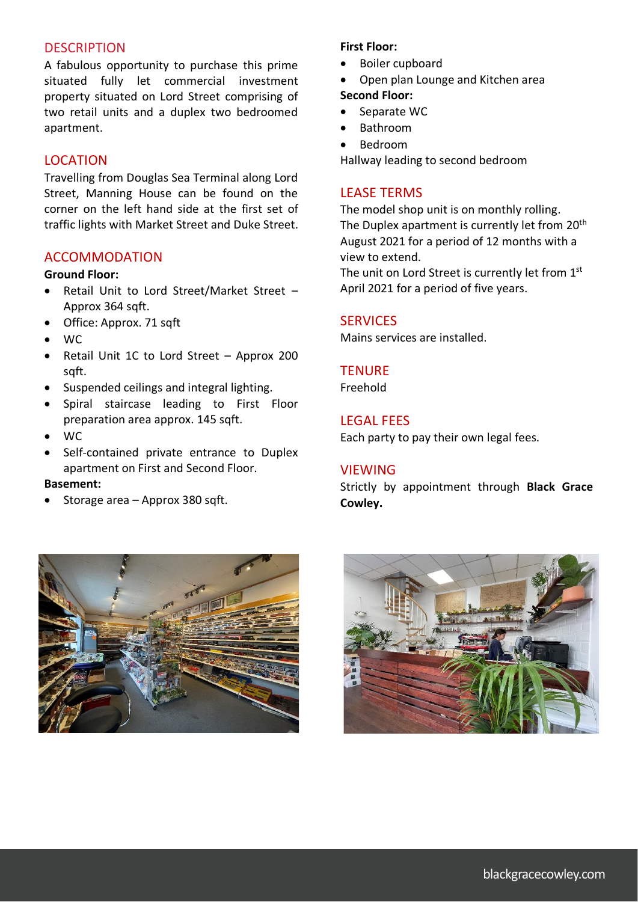## DESCRIPTION

A fabulous opportunity to purchase this prime situated fully let commercial investment property situated on Lord Street comprising of two retail units and a duplex two bedroomed apartment.

## LOCATION

Travelling from Douglas Sea Terminal along Lord Street, Manning House can be found on the corner on the left hand side at the first set of traffic lights with Market Street and Duke Street.

## ACCOMMODATION

**Ground Floor:**

- Retail Unit to Lord Street/Market Street – Approx 364 sqft.
- Office: Approx. 71 sqft
- WC
- Retail Unit 1C to Lord Street – Approx 200 sqft.
- Suspended ceilings and integral lighting.
- Spiral staircase leading to First Floor preparation area approx. 145 sqft.
- WC
- Self-contained private entrance to Duplex apartment on First and Second Floor.

**Basement:**

- Storage area – Approx 380 sqft.

**First Floor:**

- Boiler cupboard
- Open plan Lounge and Kitchen area

**Second Floor:**

- Separate WC
- Bathroom
- Bedroom

Hallway leading to second bedroom

## LEASE TERMS

The model shop unit is on monthly rolling.
The Duplex apartment is currently let from 20th August 2021 for a period of 12 months with a view to extend.
The unit on Lord Street is currently let from 1st April 2021 for a period of five years.

## SERVICES

Mains services are installed.

## TENURE

Freehold

## LEGAL FEES

Each party to pay their own legal fees.

## VIEWING

Strictly by appointment through **Black Grace Cowley.**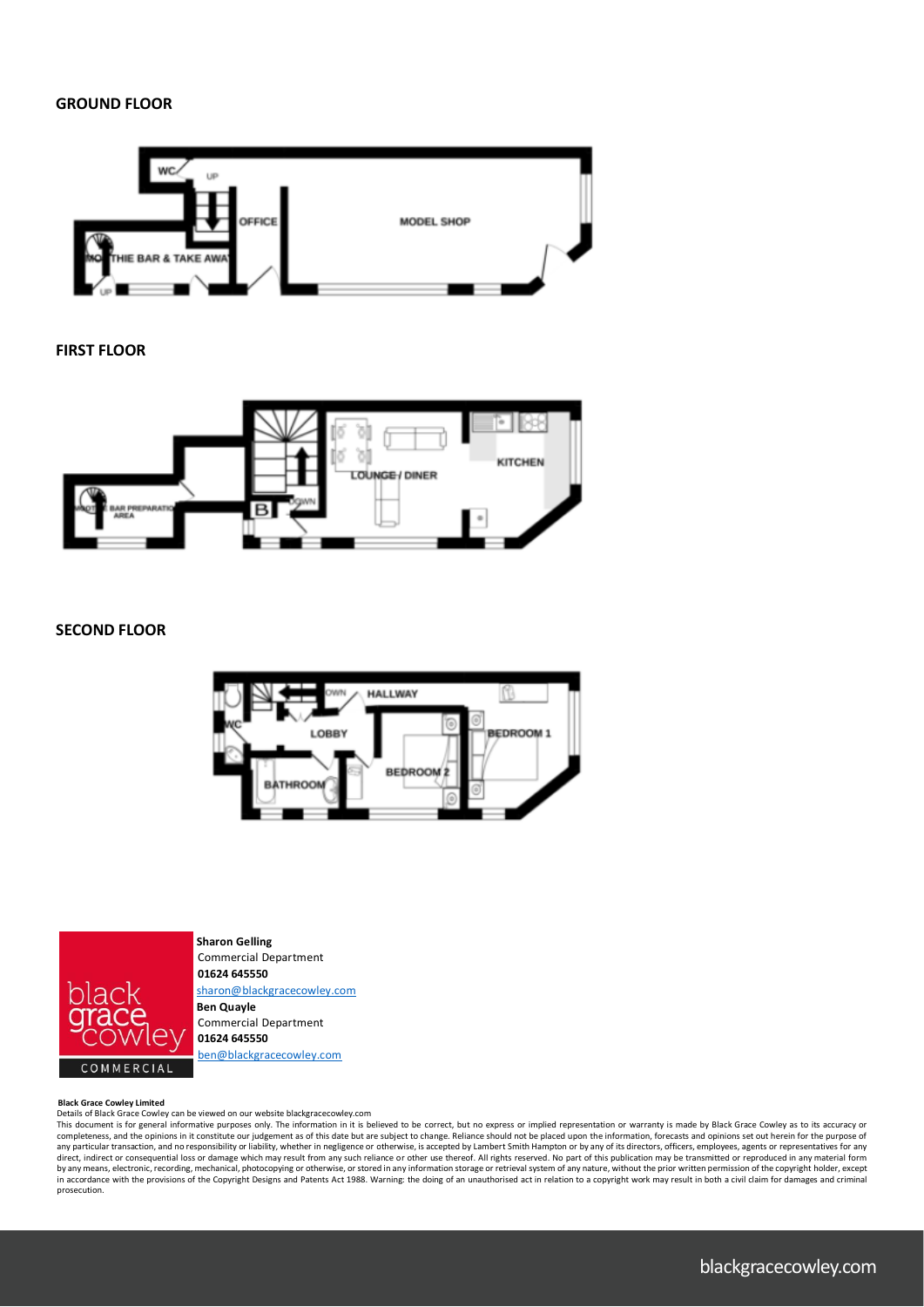## GROUND FLOOR

WC
UP
OFFICE
MODEL SHOP
MOTHIE BAR & TAKE AWAY
UP

## FIRST FLOOR

LOUNGE / DINER
KITCHEN
B
DOWN
MOTHIE BAR PREPARATION AREA

## SECOND FLOOR

DOWN
HALLWAY
WC
LOBBY
BEDROOM 1
BEDROOM 2
BATHROOM

**Sharon Gelling**
Commercial Department
**01624 645550**
sharon@blackgracecowley.com

**Ben Quayle**
Commercial Department
**01624 645550**
ben@blackgracecowley.com

**Black Grace Cowley Limited**
Details of Black Grace Cowley can be viewed on our website blackgracecowley.com
This document is for general informative purposes only. The information in it is believed to be correct, but no express or implied representation or warranty is made by Black Grace Cowley as to its accuracy or completeness, and the opinions in it constitute our judgement as of this date but are subject to change. Reliance should not be placed upon the information, forecasts and opinions set out herein for the purpose of any particular transaction, and no responsibility or liability, whether in negligence or otherwise, is accepted by Lambert Smith Hampton or by any of its directors, officers, employees, agents or representatives for any direct, indirect or consequential loss or damage which may result from any such reliance or other use thereof. All rights reserved. No part of this publication may be transmitted or reproduced in any material form by any means, electronic, recording, mechanical, photocopying or otherwise, or stored in any information storage or retrieval system of any nature, without the prior written permission of the copyright holder, except in accordance with the provisions of the Copyright Designs and Patents Act 1988. Warning: the doing of an unauthorised act in relation to a copyright work may result in both a civil claim for damages and criminal prosecution.

blackgracecowley.com